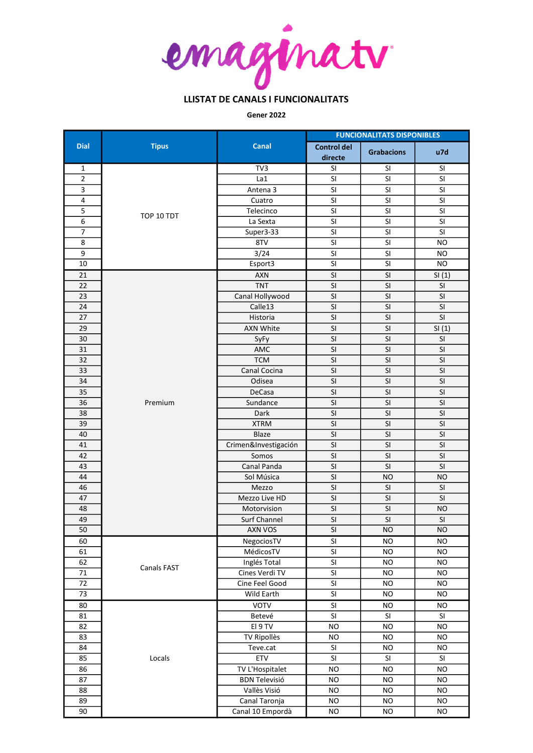# emaginatv

## LLISTAT DE CANALS I FUNCIONALITATS

**Gener 2022**

| Dial | Tipus | Canal | FUNCIONALITATS DISPONIBLES | | |
|---|---|---|---|---|---|
| | | | Control del directe | Grabacions | u7d |
| 1 | TOP 10 TDT | TV3 | SI | SI | SI |
| 2 | | La1 | SI | SI | SI |
| 3 | | Antena 3 | SI | SI | SI |
| 4 | | Cuatro | SI | SI | SI |
| 5 | | Telecinco | SI | SI | SI |
| 6 | | La Sexta | SI | SI | SI |
| 7 | | Super3-33 | SI | SI | SI |
| 8 | | 8TV | SI | SI | NO |
| 9 | | 3/24 | SI | SI | NO |
| 10 | | Esport3 | SI | SI | NO |
| 21 | Premium | AXN | SI | SI | SI (1) |
| 22 | | TNT | SI | SI | SI |
| 23 | | Canal Hollywood | SI | SI | SI |
| 24 | | Calle13 | SI | SI | SI |
| 27 | | Historia | SI | SI | SI |
| 29 | | AXN White | SI | SI | SI (1) |
| 30 | | SyFy | SI | SI | SI |
| 31 | | AMC | SI | SI | SI |
| 32 | | TCM | SI | SI | SI |
| 33 | | Canal Cocina | SI | SI | SI |
| 34 | | Odisea | SI | SI | SI |
| 35 | | DeCasa | SI | SI | SI |
| 36 | | Sundance | SI | SI | SI |
| 38 | | Dark | SI | SI | SI |
| 39 | | XTRM | SI | SI | SI |
| 40 | | Blaze | SI | SI | SI |
| 41 | | Crimen&Investigación | SI | SI | SI |
| 42 | | Somos | SI | SI | SI |
| 43 | | Canal Panda | SI | SI | SI |
| 44 | | Sol Música | SI | NO | NO |
| 46 | | Mezzo | SI | SI | SI |
| 47 | | Mezzo Live HD | SI | SI | SI |
| 48 | | Motorvision | SI | SI | NO |
| 49 | | Surf Channel | SI | SI | SI |
| 50 | | AXN VOS | SI | NO | NO |
| 60 | Canals FAST | NegociosTV | SI | NO | NO |
| 61 | | MédicosTV | SI | NO | NO |
| 62 | | Inglés Total | SI | NO | NO |
| 71 | | Cines Verdi TV | SI | NO | NO |
| 72 | | Cine Feel Good | SI | NO | NO |
| 73 | | Wild Earth | SI | NO | NO |
| 80 | Locals | VOTV | SI | NO | NO |
| 81 | | Betevé | SI | SI | SI |
| 82 | | El 9 TV | NO | NO | NO |
| 83 | | TV Ripollès | NO | NO | NO |
| 84 | | Teve.cat | SI | NO | NO |
| 85 | | ETV | SI | SI | SI |
| 86 | | TV L'Hospitalet | NO | NO | NO |
| 87 | | BDN Televisió | NO | NO | NO |
| 88 | | Vallès Visió | NO | NO | NO |
| 89 | | Canal Taronja | NO | NO | NO |
| 90 | | Canal 10 Empordà | NO | NO | NO |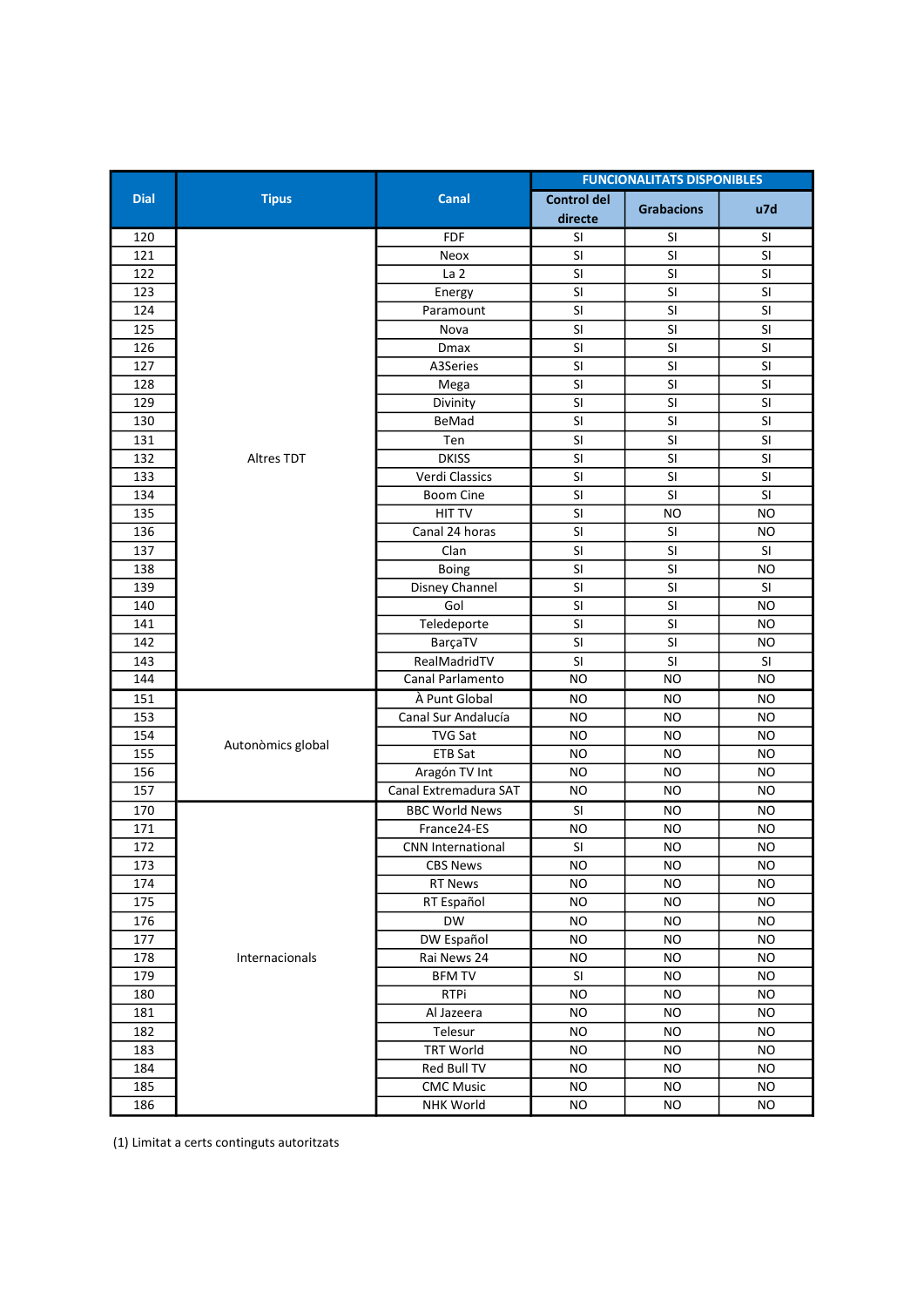| Dial | Tipus | Canal | FUNCIONALITATS DISPONIBLES | | |
|---|---|---|---|---|---|
| | | | Control del directe | Grabacions | u7d |
| 120 | Altres TDT | FDF | SI | SI | SI |
| 121 | | Neox | SI | SI | SI |
| 122 | | La 2 | SI | SI | SI |
| 123 | | Energy | SI | SI | SI |
| 124 | | Paramount | SI | SI | SI |
| 125 | | Nova | SI | SI | SI |
| 126 | | Dmax | SI | SI | SI |
| 127 | | A3Series | SI | SI | SI |
| 128 | | Mega | SI | SI | SI |
| 129 | | Divinity | SI | SI | SI |
| 130 | | BeMad | SI | SI | SI |
| 131 | | Ten | SI | SI | SI |
| 132 | | DKISS | SI | SI | SI |
| 133 | | Verdi Classics | SI | SI | SI |
| 134 | | Boom Cine | SI | SI | SI |
| 135 | | HIT TV | SI | NO | NO |
| 136 | | Canal 24 horas | SI | SI | NO |
| 137 | | Clan | SI | SI | SI |
| 138 | | Boing | SI | SI | NO |
| 139 | | Disney Channel | SI | SI | SI |
| 140 | | Gol | SI | SI | NO |
| 141 | | Teledeporte | SI | SI | NO |
| 142 | | BarçaTV | SI | SI | NO |
| 143 | | RealMadridTV | SI | SI | SI |
| 144 | | Canal Parlamento | NO | NO | NO |
| 151 | Autonòmics global | À Punt Global | NO | NO | NO |
| 153 | | Canal Sur Andalucía | NO | NO | NO |
| 154 | | TVG Sat | NO | NO | NO |
| 155 | | ETB Sat | NO | NO | NO |
| 156 | | Aragón TV Int | NO | NO | NO |
| 157 | | Canal Extremadura SAT | NO | NO | NO |
| 170 | Internacionals | BBC World News | SI | NO | NO |
| 171 | | France24-ES | NO | NO | NO |
| 172 | | CNN International | SI | NO | NO |
| 173 | | CBS News | NO | NO | NO |
| 174 | | RT News | NO | NO | NO |
| 175 | | RT Español | NO | NO | NO |
| 176 | | DW | NO | NO | NO |
| 177 | | DW Español | NO | NO | NO |
| 178 | | Rai News 24 | NO | NO | NO |
| 179 | | BFM TV | SI | NO | NO |
| 180 | | RTPi | NO | NO | NO |
| 181 | | Al Jazeera | NO | NO | NO |
| 182 | | Telesur | NO | NO | NO |
| 183 | | TRT World | NO | NO | NO |
| 184 | | Red Bull TV | NO | NO | NO |
| 185 | | CMC Music | NO | NO | NO |
| 186 | | NHK World | NO | NO | NO |

(1) Limitat a certs continguts autoritzats